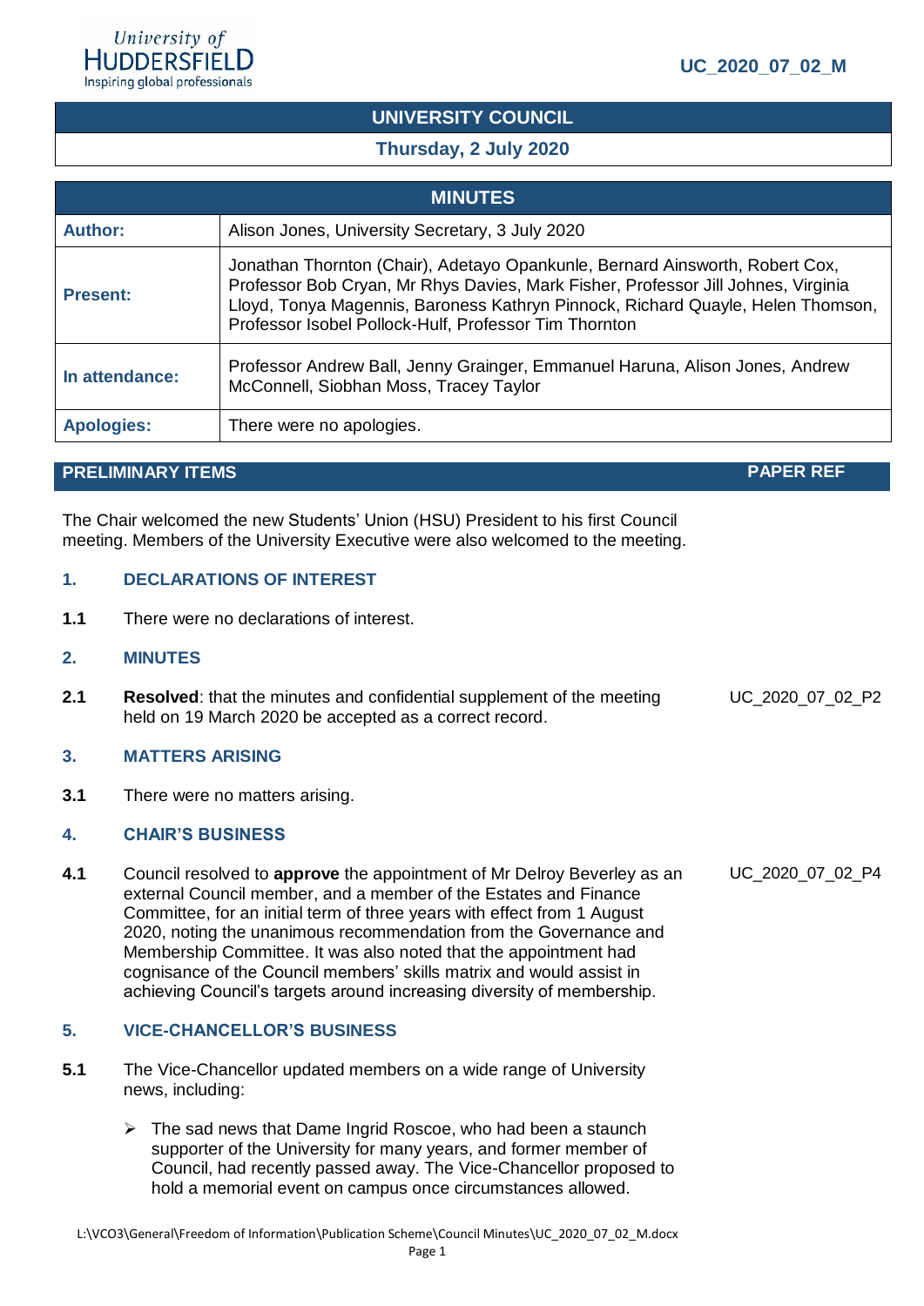University of HUDDERSFIELD
Inspiring global professionals

UC_2020_07_02_M

# UNIVERSITY COUNCIL

## Thursday, 2 July 2020

| MINUTES | |
|---|---|
| **Author:** | Alison Jones, University Secretary, 3 July 2020 |
| **Present:** | Jonathan Thornton (Chair), Adetayo Opankunle, Bernard Ainsworth, Robert Cox, Professor Bob Cryan, Mr Rhys Davies, Mark Fisher, Professor Jill Johnes, Virginia Lloyd, Tonya Magennis, Baroness Kathryn Pinnock, Richard Quayle, Helen Thomson, Professor Isobel Pollock-Hulf, Professor Tim Thornton |
| **In attendance:** | Professor Andrew Ball, Jenny Grainger, Emmanuel Haruna, Alison Jones, Andrew McConnell, Siobhan Moss, Tracey Taylor |
| **Apologies:** | There were no apologies. |

## PRELIMINARY ITEMS — PAPER REF

The Chair welcomed the new Students' Union (HSU) President to his first Council meeting. Members of the University Executive were also welcomed to the meeting.

### 1. DECLARATIONS OF INTEREST

**1.1** There were no declarations of interest.

### 2. MINUTES

**2.1** **Resolved**: that the minutes and confidential supplement of the meeting held on 19 March 2020 be accepted as a correct record. — UC_2020_07_02_P2

### 3. MATTERS ARISING

**3.1** There were no matters arising.

### 4. CHAIR'S BUSINESS

**4.1** Council resolved to **approve** the appointment of Mr Delroy Beverley as an external Council member, and a member of the Estates and Finance Committee, for an initial term of three years with effect from 1 August 2020, noting the unanimous recommendation from the Governance and Membership Committee. It was also noted that the appointment had cognisance of the Council members' skills matrix and would assist in achieving Council's targets around increasing diversity of membership. — UC_2020_07_02_P4

### 5. VICE-CHANCELLOR'S BUSINESS

**5.1** The Vice-Chancellor updated members on a wide range of University news, including:

- The sad news that Dame Ingrid Roscoe, who had been a staunch supporter of the University for many years, and former member of Council, had recently passed away. The Vice-Chancellor proposed to hold a memorial event on campus once circumstances allowed.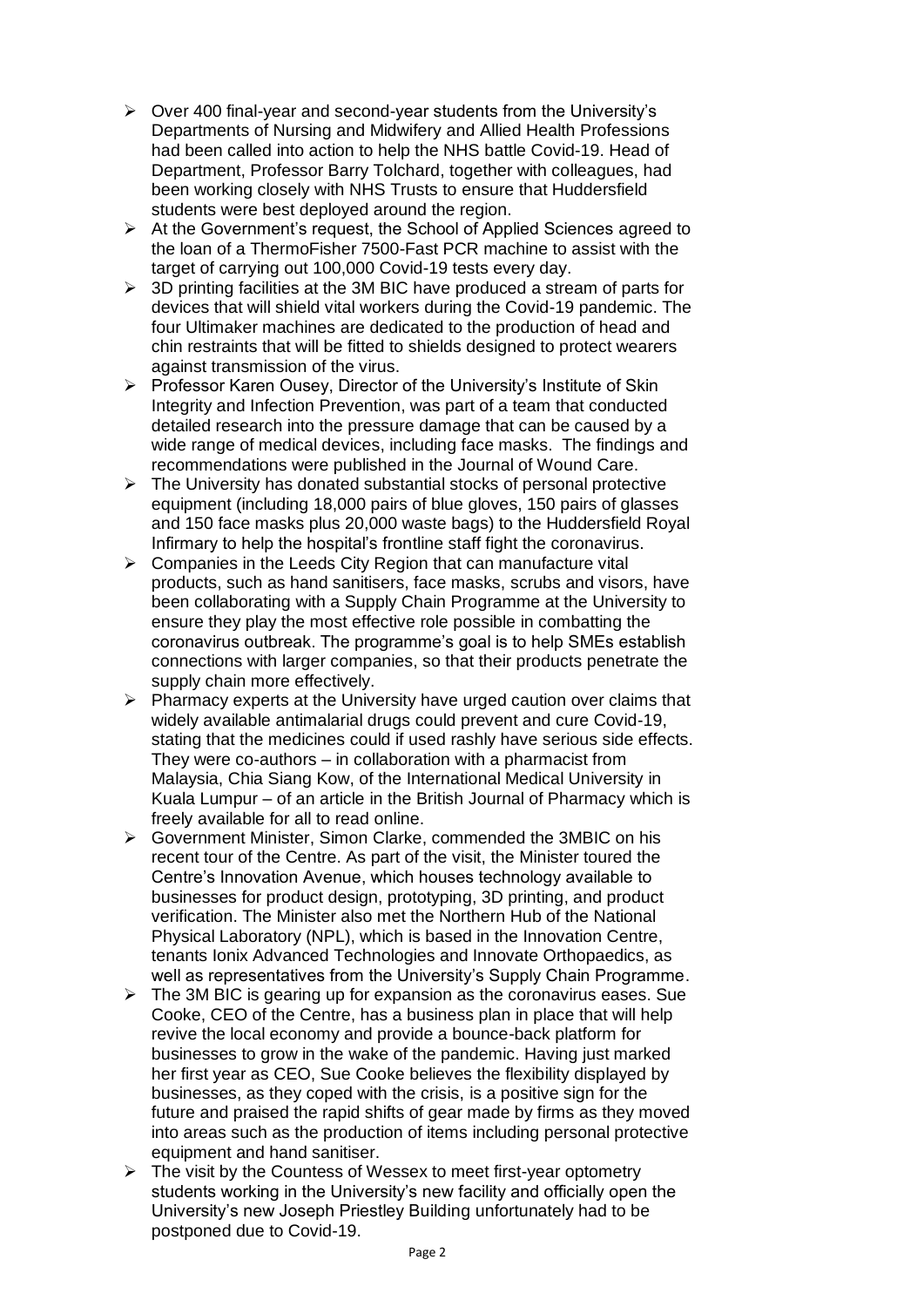- Over 400 final-year and second-year students from the University's Departments of Nursing and Midwifery and Allied Health Professions had been called into action to help the NHS battle Covid-19. Head of Department, Professor Barry Tolchard, together with colleagues, had been working closely with NHS Trusts to ensure that Huddersfield students were best deployed around the region.
- At the Government's request, the School of Applied Sciences agreed to the loan of a ThermoFisher 7500-Fast PCR machine to assist with the target of carrying out 100,000 Covid-19 tests every day.
- 3D printing facilities at the 3M BIC have produced a stream of parts for devices that will shield vital workers during the Covid-19 pandemic. The four Ultimaker machines are dedicated to the production of head and chin restraints that will be fitted to shields designed to protect wearers against transmission of the virus.
- Professor Karen Ousey, Director of the University's Institute of Skin Integrity and Infection Prevention, was part of a team that conducted detailed research into the pressure damage that can be caused by a wide range of medical devices, including face masks. The findings and recommendations were published in the Journal of Wound Care.
- The University has donated substantial stocks of personal protective equipment (including 18,000 pairs of blue gloves, 150 pairs of glasses and 150 face masks plus 20,000 waste bags) to the Huddersfield Royal Infirmary to help the hospital's frontline staff fight the coronavirus.
- Companies in the Leeds City Region that can manufacture vital products, such as hand sanitisers, face masks, scrubs and visors, have been collaborating with a Supply Chain Programme at the University to ensure they play the most effective role possible in combatting the coronavirus outbreak. The programme's goal is to help SMEs establish connections with larger companies, so that their products penetrate the supply chain more effectively.
- Pharmacy experts at the University have urged caution over claims that widely available antimalarial drugs could prevent and cure Covid-19, stating that the medicines could if used rashly have serious side effects. They were co-authors – in collaboration with a pharmacist from Malaysia, Chia Siang Kow, of the International Medical University in Kuala Lumpur – of an article in the British Journal of Pharmacy which is freely available for all to read online.
- Government Minister, Simon Clarke, commended the 3MBIC on his recent tour of the Centre. As part of the visit, the Minister toured the Centre's Innovation Avenue, which houses technology available to businesses for product design, prototyping, 3D printing, and product verification. The Minister also met the Northern Hub of the National Physical Laboratory (NPL), which is based in the Innovation Centre, tenants Ionix Advanced Technologies and Innovate Orthopaedics, as well as representatives from the University's Supply Chain Programme.
- The 3M BIC is gearing up for expansion as the coronavirus eases. Sue Cooke, CEO of the Centre, has a business plan in place that will help revive the local economy and provide a bounce-back platform for businesses to grow in the wake of the pandemic. Having just marked her first year as CEO, Sue Cooke believes the flexibility displayed by businesses, as they coped with the crisis, is a positive sign for the future and praised the rapid shifts of gear made by firms as they moved into areas such as the production of items including personal protective equipment and hand sanitiser.
- The visit by the Countess of Wessex to meet first-year optometry students working in the University's new facility and officially open the University's new Joseph Priestley Building unfortunately had to be postponed due to Covid-19.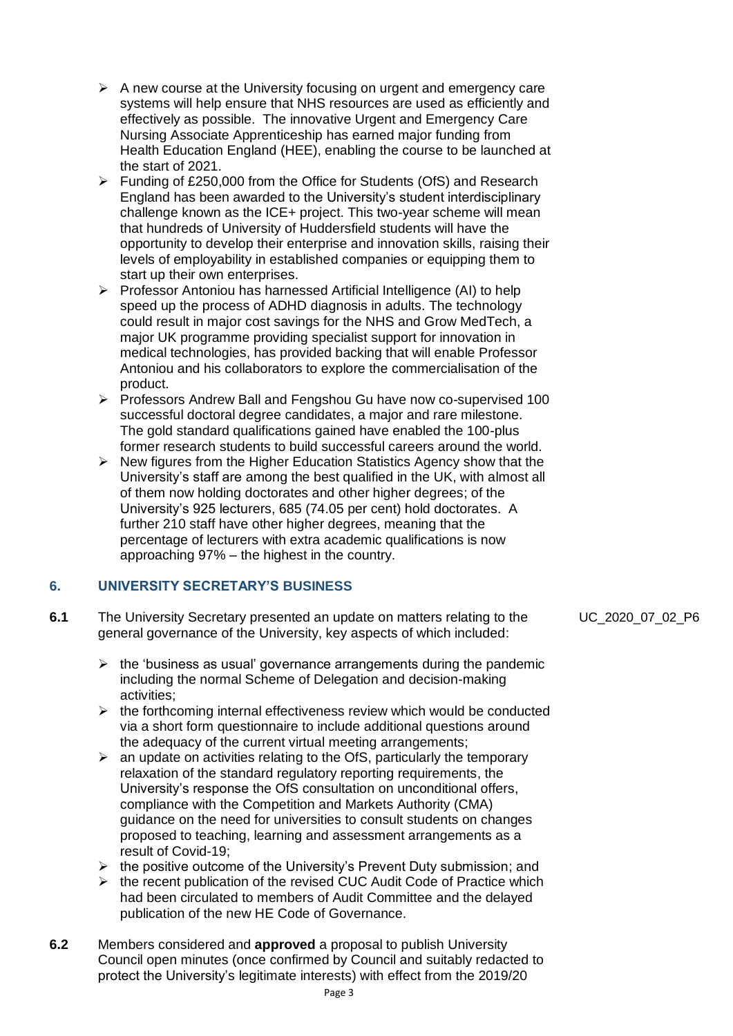- A new course at the University focusing on urgent and emergency care systems will help ensure that NHS resources are used as efficiently and effectively as possible. The innovative Urgent and Emergency Care Nursing Associate Apprenticeship has earned major funding from Health Education England (HEE), enabling the course to be launched at the start of 2021.
- Funding of £250,000 from the Office for Students (OfS) and Research England has been awarded to the University's student interdisciplinary challenge known as the ICE+ project. This two-year scheme will mean that hundreds of University of Huddersfield students will have the opportunity to develop their enterprise and innovation skills, raising their levels of employability in established companies or equipping them to start up their own enterprises.
- Professor Antoniou has harnessed Artificial Intelligence (AI) to help speed up the process of ADHD diagnosis in adults. The technology could result in major cost savings for the NHS and Grow MedTech, a major UK programme providing specialist support for innovation in medical technologies, has provided backing that will enable Professor Antoniou and his collaborators to explore the commercialisation of the product.
- Professors Andrew Ball and Fengshou Gu have now co-supervised 100 successful doctoral degree candidates, a major and rare milestone. The gold standard qualifications gained have enabled the 100-plus former research students to build successful careers around the world.
- New figures from the Higher Education Statistics Agency show that the University's staff are among the best qualified in the UK, with almost all of them now holding doctorates and other higher degrees; of the University's 925 lecturers, 685 (74.05 per cent) hold doctorates. A further 210 staff have other higher degrees, meaning that the percentage of lecturers with extra academic qualifications is now approaching 97% – the highest in the country.

## 6. UNIVERSITY SECRETARY'S BUSINESS

**6.1** The University Secretary presented an update on matters relating to the general governance of the University, key aspects of which included: UC_2020_07_02_P6

- the 'business as usual' governance arrangements during the pandemic including the normal Scheme of Delegation and decision-making activities;
- the forthcoming internal effectiveness review which would be conducted via a short form questionnaire to include additional questions around the adequacy of the current virtual meeting arrangements;
- an update on activities relating to the OfS, particularly the temporary relaxation of the standard regulatory reporting requirements, the University's response the OfS consultation on unconditional offers, compliance with the Competition and Markets Authority (CMA) guidance on the need for universities to consult students on changes proposed to teaching, learning and assessment arrangements as a result of Covid-19;
- the positive outcome of the University's Prevent Duty submission; and
- the recent publication of the revised CUC Audit Code of Practice which had been circulated to members of Audit Committee and the delayed publication of the new HE Code of Governance.

**6.2** Members considered and **approved** a proposal to publish University Council open minutes (once confirmed by Council and suitably redacted to protect the University's legitimate interests) with effect from the 2019/20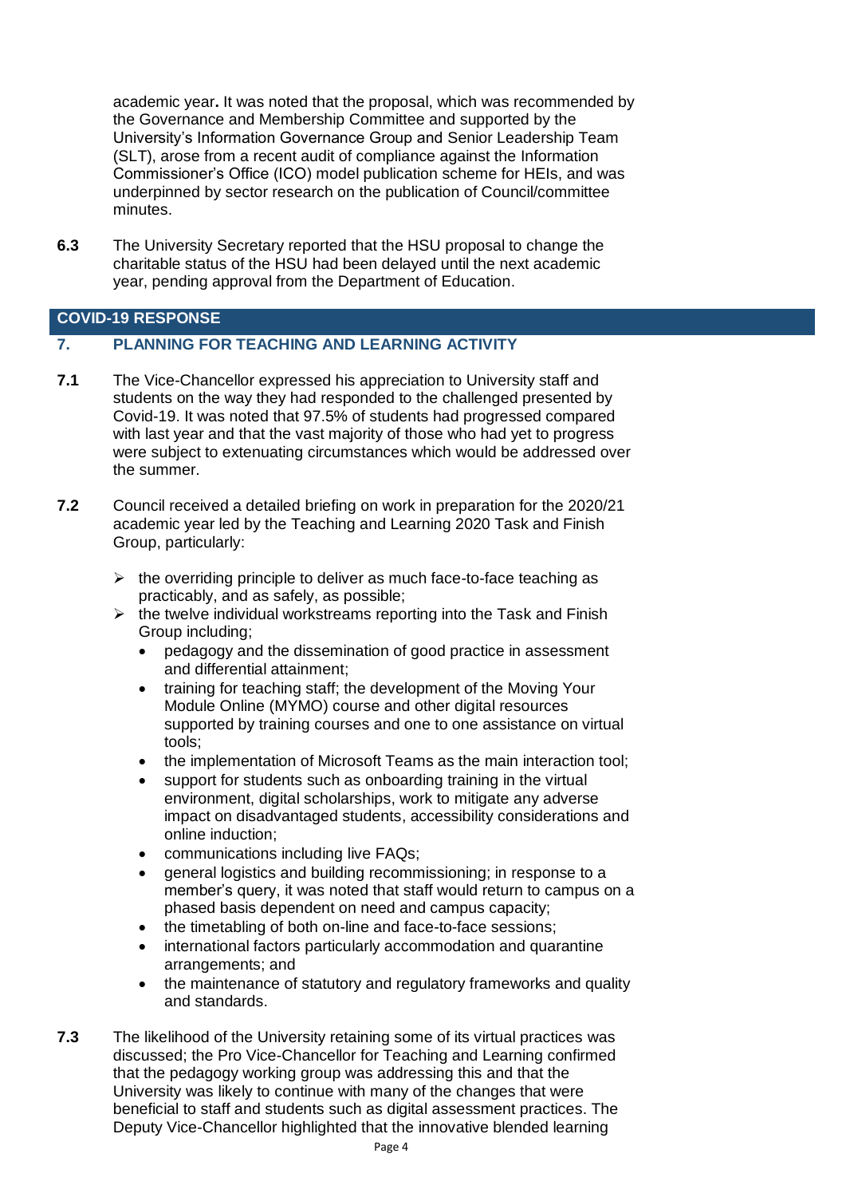academic year. It was noted that the proposal, which was recommended by the Governance and Membership Committee and supported by the University's Information Governance Group and Senior Leadership Team (SLT), arose from a recent audit of compliance against the Information Commissioner's Office (ICO) model publication scheme for HEIs, and was underpinned by sector research on the publication of Council/committee minutes.

**6.3** The University Secretary reported that the HSU proposal to change the charitable status of the HSU had been delayed until the next academic year, pending approval from the Department of Education.

## COVID-19 RESPONSE

### 7. PLANNING FOR TEACHING AND LEARNING ACTIVITY

**7.1** The Vice-Chancellor expressed his appreciation to University staff and students on the way they had responded to the challenged presented by Covid-19. It was noted that 97.5% of students had progressed compared with last year and that the vast majority of those who had yet to progress were subject to extenuating circumstances which would be addressed over the summer.

**7.2** Council received a detailed briefing on work in preparation for the 2020/21 academic year led by the Teaching and Learning 2020 Task and Finish Group, particularly:

- the overriding principle to deliver as much face-to-face teaching as practicably, and as safely, as possible;
- the twelve individual workstreams reporting into the Task and Finish Group including;
  - pedagogy and the dissemination of good practice in assessment and differential attainment;
  - training for teaching staff; the development of the Moving Your Module Online (MYMO) course and other digital resources supported by training courses and one to one assistance on virtual tools;
  - the implementation of Microsoft Teams as the main interaction tool;
  - support for students such as onboarding training in the virtual environment, digital scholarships, work to mitigate any adverse impact on disadvantaged students, accessibility considerations and online induction;
  - communications including live FAQs;
  - general logistics and building recommissioning; in response to a member's query, it was noted that staff would return to campus on a phased basis dependent on need and campus capacity;
  - the timetabling of both on-line and face-to-face sessions;
  - international factors particularly accommodation and quarantine arrangements; and
  - the maintenance of statutory and regulatory frameworks and quality and standards.

**7.3** The likelihood of the University retaining some of its virtual practices was discussed; the Pro Vice-Chancellor for Teaching and Learning confirmed that the pedagogy working group was addressing this and that the University was likely to continue with many of the changes that were beneficial to staff and students such as digital assessment practices. The Deputy Vice-Chancellor highlighted that the innovative blended learning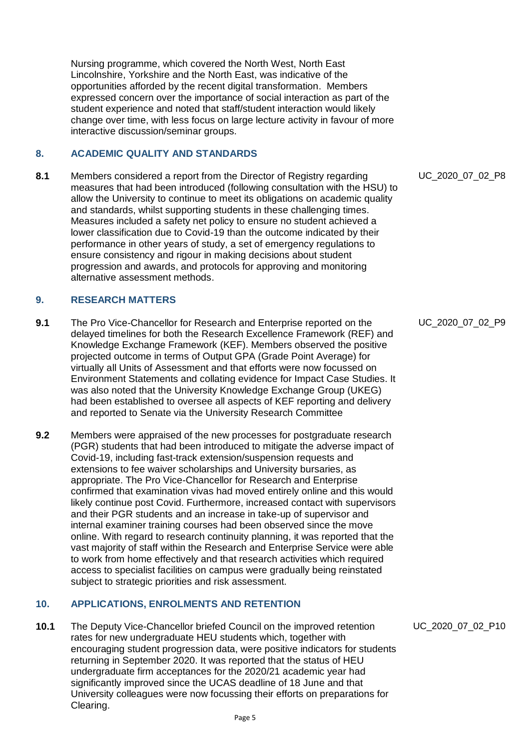Nursing programme, which covered the North West, North East Lincolnshire, Yorkshire and the North East, was indicative of the opportunities afforded by the recent digital transformation. Members expressed concern over the importance of social interaction as part of the student experience and noted that staff/student interaction would likely change over time, with less focus on large lecture activity in favour of more interactive discussion/seminar groups.

## 8. ACADEMIC QUALITY AND STANDARDS

**8.1** Members considered a report from the Director of Registry regarding measures that had been introduced (following consultation with the HSU) to allow the University to continue to meet its obligations on academic quality and standards, whilst supporting students in these challenging times. Measures included a safety net policy to ensure no student achieved a lower classification due to Covid-19 than the outcome indicated by their performance in other years of study, a set of emergency regulations to ensure consistency and rigour in making decisions about student progression and awards, and protocols for approving and monitoring alternative assessment methods.

UC_2020_07_02_P8

## 9. RESEARCH MATTERS

**9.1** The Pro Vice-Chancellor for Research and Enterprise reported on the delayed timelines for both the Research Excellence Framework (REF) and Knowledge Exchange Framework (KEF). Members observed the positive projected outcome in terms of Output GPA (Grade Point Average) for virtually all Units of Assessment and that efforts were now focussed on Environment Statements and collating evidence for Impact Case Studies. It was also noted that the University Knowledge Exchange Group (UKEG) had been established to oversee all aspects of KEF reporting and delivery and reported to Senate via the University Research Committee

UC_2020_07_02_P9

**9.2** Members were appraised of the new processes for postgraduate research (PGR) students that had been introduced to mitigate the adverse impact of Covid-19, including fast-track extension/suspension requests and extensions to fee waiver scholarships and University bursaries, as appropriate. The Pro Vice-Chancellor for Research and Enterprise confirmed that examination vivas had moved entirely online and this would likely continue post Covid. Furthermore, increased contact with supervisors and their PGR students and an increase in take-up of supervisor and internal examiner training courses had been observed since the move online. With regard to research continuity planning, it was reported that the vast majority of staff within the Research and Enterprise Service were able to work from home effectively and that research activities which required access to specialist facilities on campus were gradually being reinstated subject to strategic priorities and risk assessment.

## 10. APPLICATIONS, ENROLMENTS AND RETENTION

**10.1** The Deputy Vice-Chancellor briefed Council on the improved retention rates for new undergraduate HEU students which, together with encouraging student progression data, were positive indicators for students returning in September 2020. It was reported that the status of HEU undergraduate firm acceptances for the 2020/21 academic year had significantly improved since the UCAS deadline of 18 June and that University colleagues were now focussing their efforts on preparations for Clearing.

UC_2020_07_02_P10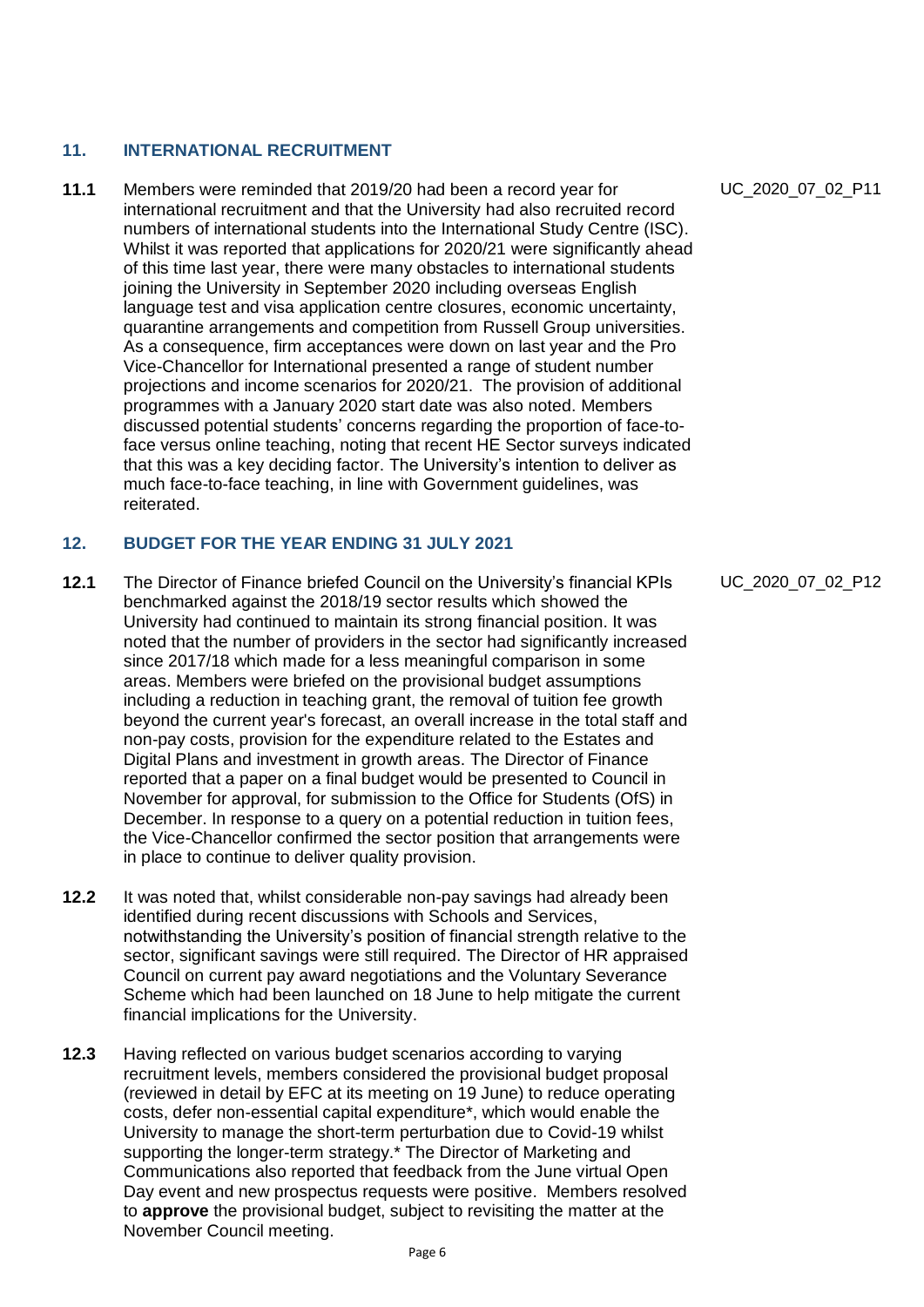## 11. INTERNATIONAL RECRUITMENT

**11.1** Members were reminded that 2019/20 had been a record year for international recruitment and that the University had also recruited record numbers of international students into the International Study Centre (ISC). Whilst it was reported that applications for 2020/21 were significantly ahead of this time last year, there were many obstacles to international students joining the University in September 2020 including overseas English language test and visa application centre closures, economic uncertainty, quarantine arrangements and competition from Russell Group universities. As a consequence, firm acceptances were down on last year and the Pro Vice-Chancellor for International presented a range of student number projections and income scenarios for 2020/21. The provision of additional programmes with a January 2020 start date was also noted. Members discussed potential students' concerns regarding the proportion of face-to-face versus online teaching, noting that recent HE Sector surveys indicated that this was a key deciding factor. The University's intention to deliver as much face-to-face teaching, in line with Government guidelines, was reiterated.

UC_2020_07_02_P11

## 12. BUDGET FOR THE YEAR ENDING 31 JULY 2021

**12.1** The Director of Finance briefed Council on the University's financial KPIs benchmarked against the 2018/19 sector results which showed the University had continued to maintain its strong financial position. It was noted that the number of providers in the sector had significantly increased since 2017/18 which made for a less meaningful comparison in some areas. Members were briefed on the provisional budget assumptions including a reduction in teaching grant, the removal of tuition fee growth beyond the current year's forecast, an overall increase in the total staff and non-pay costs, provision for the expenditure related to the Estates and Digital Plans and investment in growth areas. The Director of Finance reported that a paper on a final budget would be presented to Council in November for approval, for submission to the Office for Students (OfS) in December. In response to a query on a potential reduction in tuition fees, the Vice-Chancellor confirmed the sector position that arrangements were in place to continue to deliver quality provision.

UC_2020_07_02_P12

**12.2** It was noted that, whilst considerable non-pay savings had already been identified during recent discussions with Schools and Services, notwithstanding the University's position of financial strength relative to the sector, significant savings were still required. The Director of HR appraised Council on current pay award negotiations and the Voluntary Severance Scheme which had been launched on 18 June to help mitigate the current financial implications for the University.

**12.3** Having reflected on various budget scenarios according to varying recruitment levels, members considered the provisional budget proposal (reviewed in detail by EFC at its meeting on 19 June) to reduce operating costs, defer non-essential capital expenditure*, which would enable the University to manage the short-term perturbation due to Covid-19 whilst supporting the longer-term strategy.* The Director of Marketing and Communications also reported that feedback from the June virtual Open Day event and new prospectus requests were positive. Members resolved to **approve** the provisional budget, subject to revisiting the matter at the November Council meeting.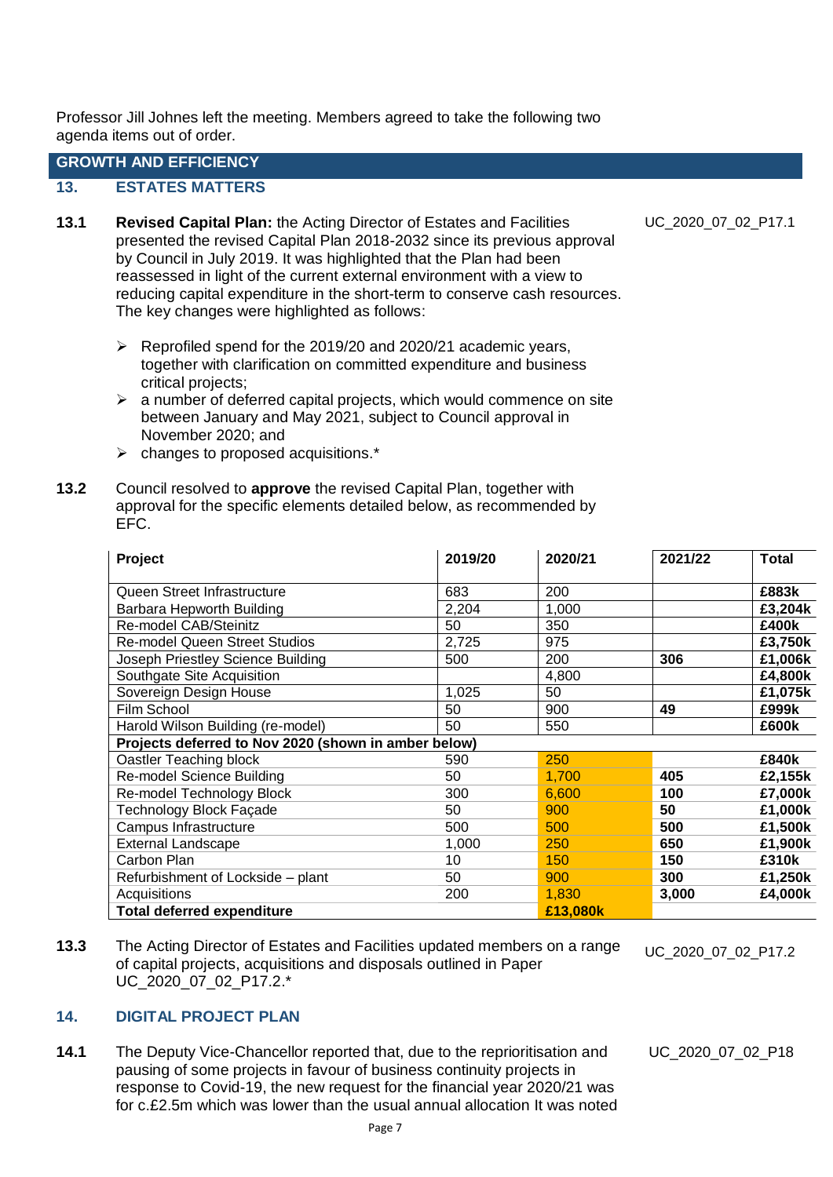Professor Jill Johnes left the meeting. Members agreed to take the following two agenda items out of order.

## GROWTH AND EFFICIENCY

### 13. ESTATES MATTERS

**13.1** **Revised Capital Plan:** the Acting Director of Estates and Facilities presented the revised Capital Plan 2018-2032 since its previous approval by Council in July 2019. It was highlighted that the Plan had been reassessed in light of the current external environment with a view to reducing capital expenditure in the short-term to conserve cash resources. The key changes were highlighted as follows: UC_2020_07_02_P17.1

- Reprofiled spend for the 2019/20 and 2020/21 academic years, together with clarification on committed expenditure and business critical projects;
- a number of deferred capital projects, which would commence on site between January and May 2021, subject to Council approval in November 2020; and
- changes to proposed acquisitions.*

**13.2** Council resolved to **approve** the revised Capital Plan, together with approval for the specific elements detailed below, as recommended by EFC.

| Project | 2019/20 | 2020/21 | 2021/22 | Total |
|---|---|---|---|---|
| Queen Street Infrastructure | 683 | 200 | | **£883k** |
| Barbara Hepworth Building | 2,204 | 1,000 | | **£3,204k** |
| Re-model CAB/Steinitz | 50 | 350 | | **£400k** |
| Re-model Queen Street Studios | 2,725 | 975 | | **£3,750k** |
| Joseph Priestley Science Building | 500 | 200 | **306** | **£1,006k** |
| Southgate Site Acquisition | | 4,800 | | **£4,800k** |
| Sovereign Design House | 1,025 | 50 | | **£1,075k** |
| Film School | 50 | 900 | **49** | **£999k** |
| Harold Wilson Building (re-model) | 50 | 550 | | **£600k** |
| **Projects deferred to Nov 2020 (shown in amber below)** | | | | |
| Oastler Teaching block | 590 | 250 | | **£840k** |
| Re-model Science Building | 50 | 1,700 | **405** | **£2,155k** |
| Re-model Technology Block | 300 | 6,600 | **100** | **£7,000k** |
| Technology Block Façade | 50 | 900 | **50** | **£1,000k** |
| Campus Infrastructure | 500 | 500 | **500** | **£1,500k** |
| External Landscape | 1,000 | 250 | **650** | **£1,900k** |
| Carbon Plan | 10 | 150 | **150** | **£310k** |
| Refurbishment of Lockside – plant | 50 | 900 | **300** | **£1,250k** |
| Acquisitions | 200 | 1,830 | **3,000** | **£4,000k** |
| **Total deferred expenditure** | | **£13,080k** | | |

**13.3** The Acting Director of Estates and Facilities updated members on a range of capital projects, acquisitions and disposals outlined in Paper UC_2020_07_02_P17.2.* UC_2020_07_02_P17.2

### 14. DIGITAL PROJECT PLAN

**14.1** The Deputy Vice-Chancellor reported that, due to the reprioritisation and pausing of some projects in favour of business continuity projects in response to Covid-19, the new request for the financial year 2020/21 was for c.£2.5m which was lower than the usual annual allocation It was noted UC_2020_07_02_P18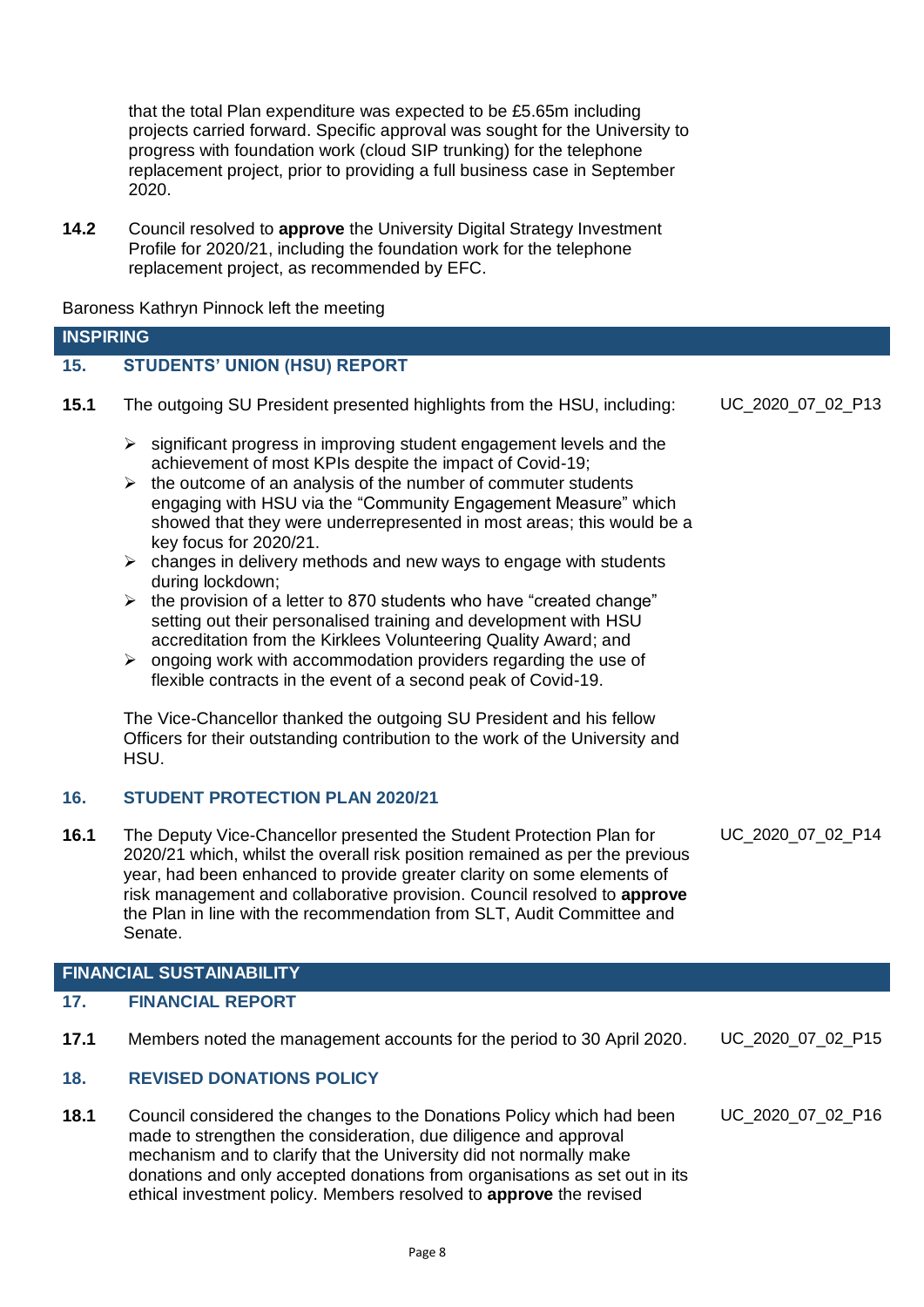that the total Plan expenditure was expected to be £5.65m including projects carried forward. Specific approval was sought for the University to progress with foundation work (cloud SIP trunking) for the telephone replacement project, prior to providing a full business case in September 2020.

**14.2** Council resolved to **approve** the University Digital Strategy Investment Profile for 2020/21, including the foundation work for the telephone replacement project, as recommended by EFC.

Baroness Kathryn Pinnock left the meeting

## INSPIRING

### 15. STUDENTS' UNION (HSU) REPORT

**15.1** The outgoing SU President presented highlights from the HSU, including: UC_2020_07_02_P13

- significant progress in improving student engagement levels and the achievement of most KPIs despite the impact of Covid-19;
- the outcome of an analysis of the number of commuter students engaging with HSU via the "Community Engagement Measure" which showed that they were underrepresented in most areas; this would be a key focus for 2020/21.
- changes in delivery methods and new ways to engage with students during lockdown;
- the provision of a letter to 870 students who have "created change" setting out their personalised training and development with HSU accreditation from the Kirklees Volunteering Quality Award; and
- ongoing work with accommodation providers regarding the use of flexible contracts in the event of a second peak of Covid-19.

The Vice-Chancellor thanked the outgoing SU President and his fellow Officers for their outstanding contribution to the work of the University and HSU.

### 16. STUDENT PROTECTION PLAN 2020/21

**16.1** The Deputy Vice-Chancellor presented the Student Protection Plan for 2020/21 which, whilst the overall risk position remained as per the previous year, had been enhanced to provide greater clarity on some elements of risk management and collaborative provision. Council resolved to **approve** the Plan in line with the recommendation from SLT, Audit Committee and Senate. UC_2020_07_02_P14

## FINANCIAL SUSTAINABILITY

### 17. FINANCIAL REPORT

**17.1** Members noted the management accounts for the period to 30 April 2020. UC_2020_07_02_P15

### 18. REVISED DONATIONS POLICY

**18.1** Council considered the changes to the Donations Policy which had been made to strengthen the consideration, due diligence and approval mechanism and to clarify that the University did not normally make donations and only accepted donations from organisations as set out in its ethical investment policy. Members resolved to **approve** the revised UC_2020_07_02_P16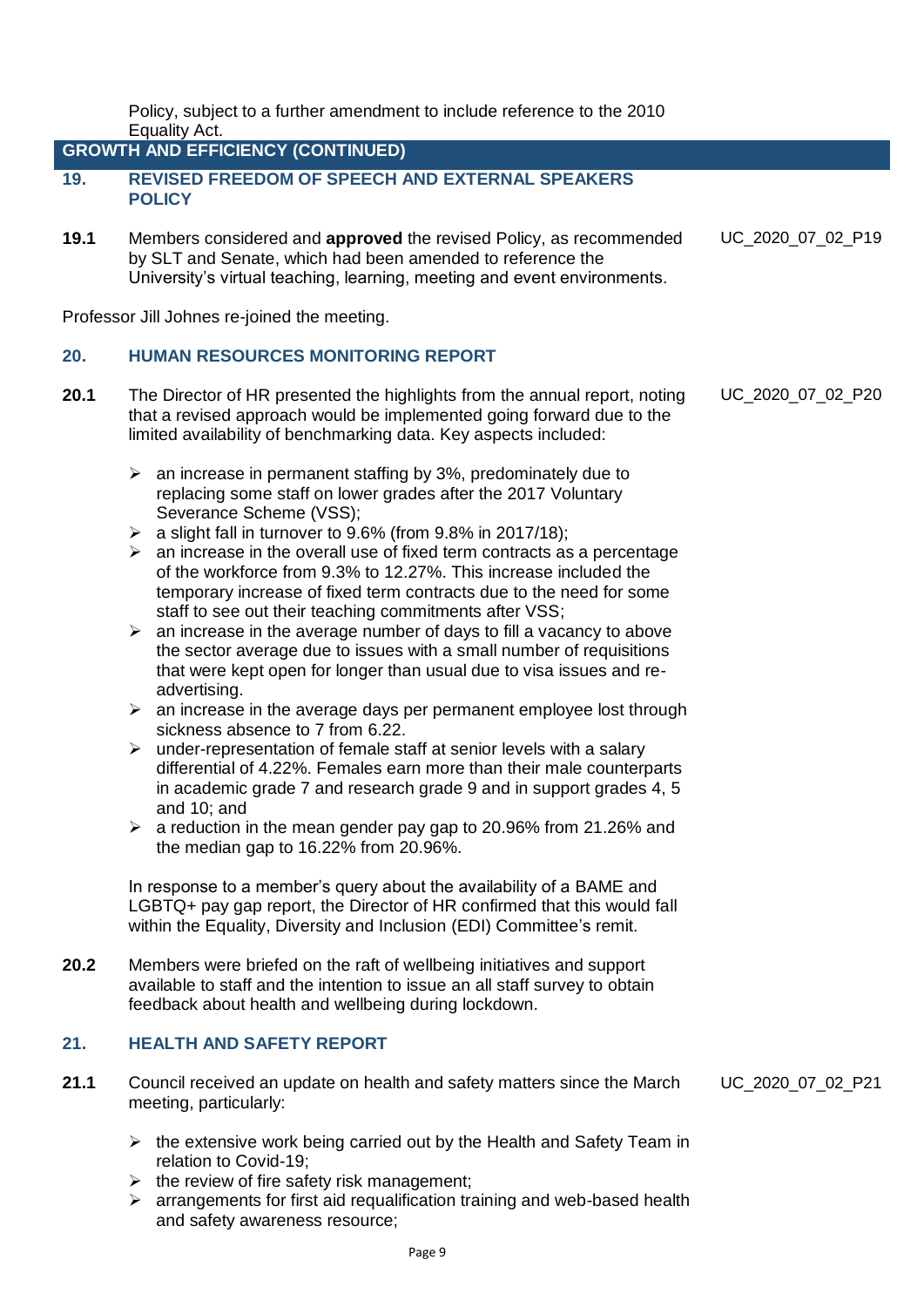Policy, subject to a further amendment to include reference to the 2010 Equality Act.

## GROWTH AND EFFICIENCY (CONTINUED)

### 19. REVISED FREEDOM OF SPEECH AND EXTERNAL SPEAKERS POLICY

**19.1** Members considered and **approved** the revised Policy, as recommended by SLT and Senate, which had been amended to reference the University's virtual teaching, learning, meeting and event environments. UC_2020_07_02_P19

Professor Jill Johnes re-joined the meeting.

### 20. HUMAN RESOURCES MONITORING REPORT

**20.1** The Director of HR presented the highlights from the annual report, noting that a revised approach would be implemented going forward due to the limited availability of benchmarking data. Key aspects included: UC_2020_07_02_P20

- an increase in permanent staffing by 3%, predominately due to replacing some staff on lower grades after the 2017 Voluntary Severance Scheme (VSS);
- a slight fall in turnover to 9.6% (from 9.8% in 2017/18);
- an increase in the overall use of fixed term contracts as a percentage of the workforce from 9.3% to 12.27%. This increase included the temporary increase of fixed term contracts due to the need for some staff to see out their teaching commitments after VSS;
- an increase in the average number of days to fill a vacancy to above the sector average due to issues with a small number of requisitions that were kept open for longer than usual due to visa issues and re-advertising.
- an increase in the average days per permanent employee lost through sickness absence to 7 from 6.22.
- under-representation of female staff at senior levels with a salary differential of 4.22%. Females earn more than their male counterparts in academic grade 7 and research grade 9 and in support grades 4, 5 and 10; and
- a reduction in the mean gender pay gap to 20.96% from 21.26% and the median gap to 16.22% from 20.96%.

In response to a member's query about the availability of a BAME and LGBTQ+ pay gap report, the Director of HR confirmed that this would fall within the Equality, Diversity and Inclusion (EDI) Committee's remit.

**20.2** Members were briefed on the raft of wellbeing initiatives and support available to staff and the intention to issue an all staff survey to obtain feedback about health and wellbeing during lockdown.

### 21. HEALTH AND SAFETY REPORT

**21.1** Council received an update on health and safety matters since the March meeting, particularly: UC_2020_07_02_P21

- the extensive work being carried out by the Health and Safety Team in relation to Covid-19;
- the review of fire safety risk management;
- arrangements for first aid requalification training and web-based health and safety awareness resource;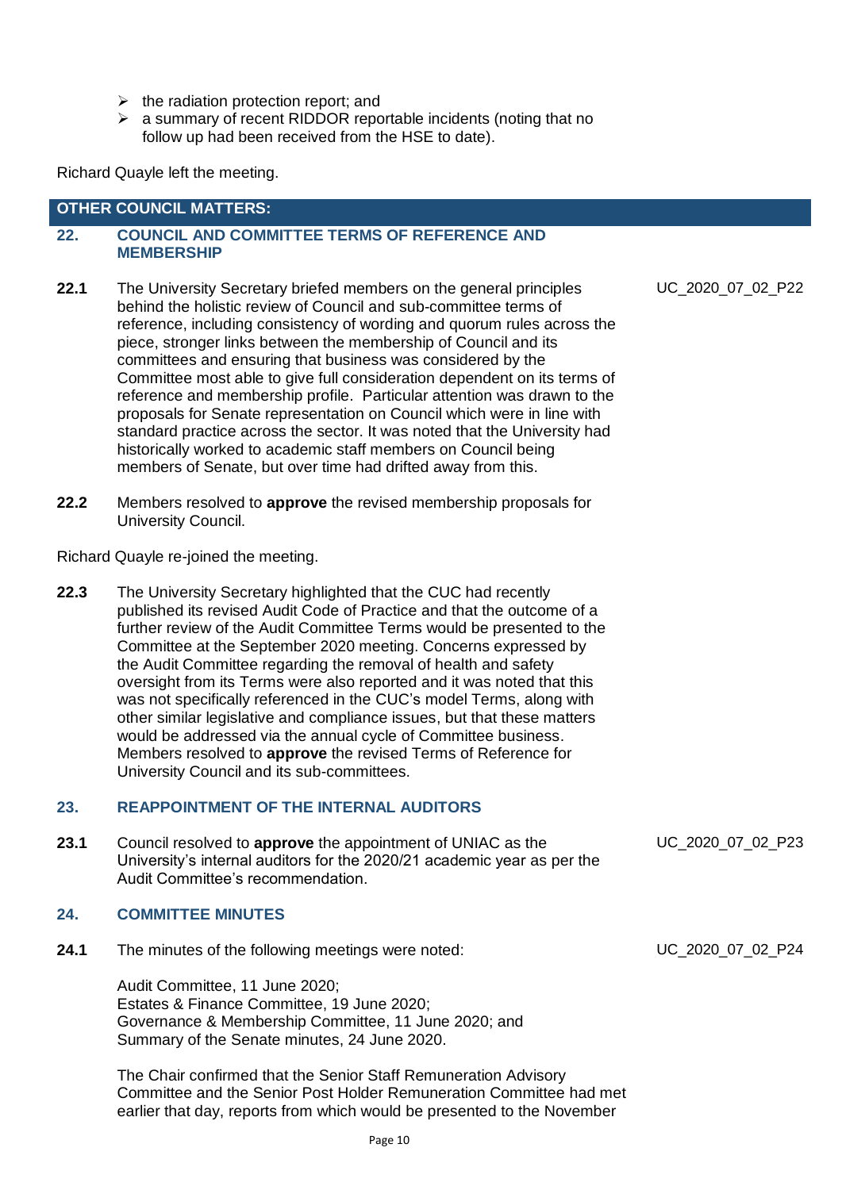- the radiation protection report; and
- a summary of recent RIDDOR reportable incidents (noting that no follow up had been received from the HSE to date).

Richard Quayle left the meeting.

## OTHER COUNCIL MATTERS:

### 22. COUNCIL AND COMMITTEE TERMS OF REFERENCE AND MEMBERSHIP

UC_2020_07_02_P22

**22.1** The University Secretary briefed members on the general principles behind the holistic review of Council and sub-committee terms of reference, including consistency of wording and quorum rules across the piece, stronger links between the membership of Council and its committees and ensuring that business was considered by the Committee most able to give full consideration dependent on its terms of reference and membership profile. Particular attention was drawn to the proposals for Senate representation on Council which were in line with standard practice across the sector. It was noted that the University had historically worked to academic staff members on Council being members of Senate, but over time had drifted away from this.

**22.2** Members resolved to **approve** the revised membership proposals for University Council.

Richard Quayle re-joined the meeting.

**22.3** The University Secretary highlighted that the CUC had recently published its revised Audit Code of Practice and that the outcome of a further review of the Audit Committee Terms would be presented to the Committee at the September 2020 meeting. Concerns expressed by the Audit Committee regarding the removal of health and safety oversight from its Terms were also reported and it was noted that this was not specifically referenced in the CUC's model Terms, along with other similar legislative and compliance issues, but that these matters would be addressed via the annual cycle of Committee business. Members resolved to **approve** the revised Terms of Reference for University Council and its sub-committees.

### 23. REAPPOINTMENT OF THE INTERNAL AUDITORS

UC_2020_07_02_P23

**23.1** Council resolved to **approve** the appointment of UNIAC as the University's internal auditors for the 2020/21 academic year as per the Audit Committee's recommendation.

### 24. COMMITTEE MINUTES

UC_2020_07_02_P24

**24.1** The minutes of the following meetings were noted:

Audit Committee, 11 June 2020;
Estates & Finance Committee, 19 June 2020;
Governance & Membership Committee, 11 June 2020; and
Summary of the Senate minutes, 24 June 2020.

The Chair confirmed that the Senior Staff Remuneration Advisory Committee and the Senior Post Holder Remuneration Committee had met earlier that day, reports from which would be presented to the November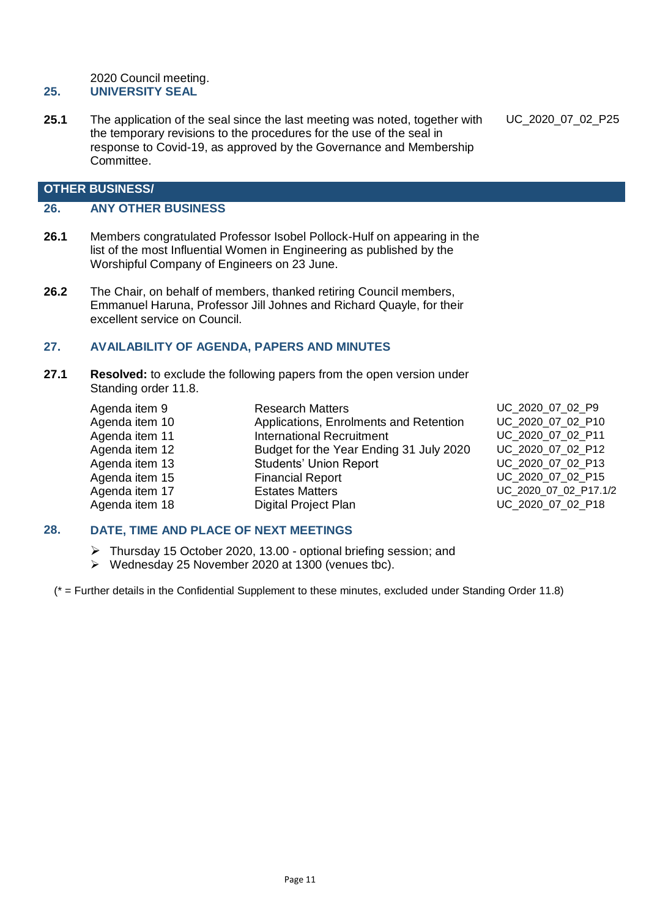2020 Council meeting.

## 25. UNIVERSITY SEAL

**25.1** The application of the seal since the last meeting was noted, together with the temporary revisions to the procedures for the use of the seal in response to Covid-19, as approved by the Governance and Membership Committee. UC_2020_07_02_P25

## OTHER BUSINESS/

## 26. ANY OTHER BUSINESS

**26.1** Members congratulated Professor Isobel Pollock-Hulf on appearing in the list of the most Influential Women in Engineering as published by the Worshipful Company of Engineers on 23 June.

**26.2** The Chair, on behalf of members, thanked retiring Council members, Emmanuel Haruna, Professor Jill Johnes and Richard Quayle, for their excellent service on Council.

## 27. AVAILABILITY OF AGENDA, PAPERS AND MINUTES

**27.1** **Resolved:** to exclude the following papers from the open version under Standing order 11.8.

| | | |
|---|---|---|
| Agenda item 9 | Research Matters | UC_2020_07_02_P9 |
| Agenda item 10 | Applications, Enrolments and Retention | UC_2020_07_02_P10 |
| Agenda item 11 | International Recruitment | UC_2020_07_02_P11 |
| Agenda item 12 | Budget for the Year Ending 31 July 2020 | UC_2020_07_02_P12 |
| Agenda item 13 | Students' Union Report | UC_2020_07_02_P13 |
| Agenda item 15 | Financial Report | UC_2020_07_02_P15 |
| Agenda item 17 | Estates Matters | UC_2020_07_02_P17.1/2 |
| Agenda item 18 | Digital Project Plan | UC_2020_07_02_P18 |

## 28. DATE, TIME AND PLACE OF NEXT MEETINGS

- Thursday 15 October 2020, 13.00 - optional briefing session; and
- Wednesday 25 November 2020 at 1300 (venues tbc).

(* = Further details in the Confidential Supplement to these minutes, excluded under Standing Order 11.8)